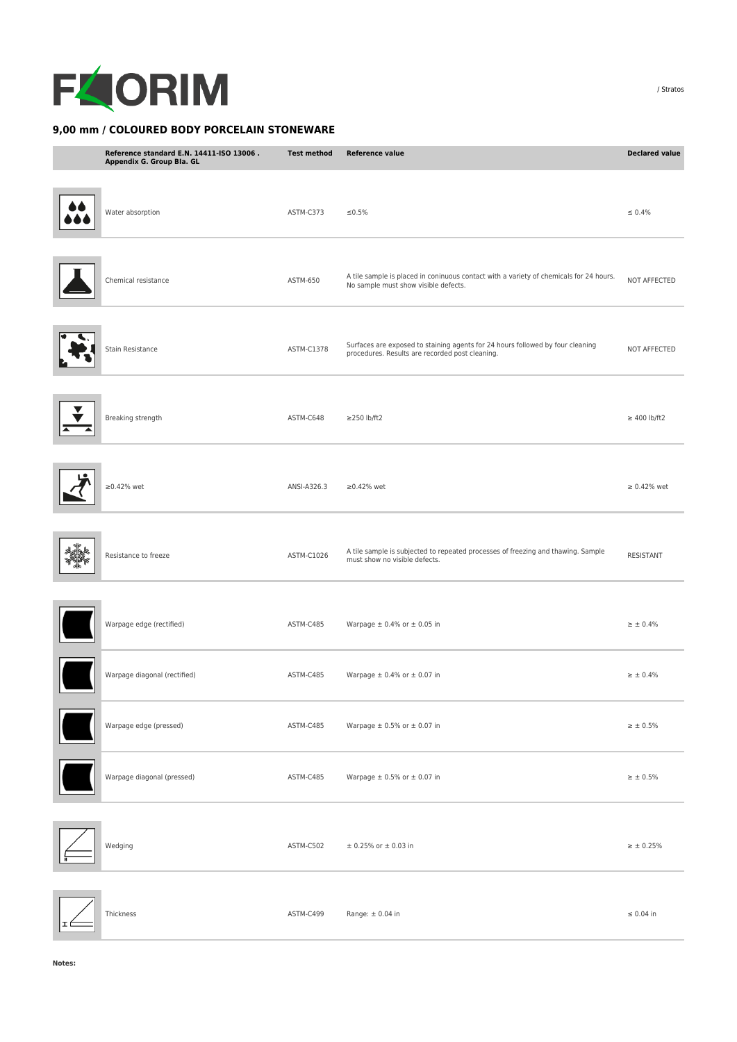FLORIM

/ Stratos

## 9,00 mm / COLOURED BODY PORCELAIN STONEWARE

| Reference standard E.N. 14411-ISO 13006 . Appendix G. Group BIa. GL | Test method | Reference value | Declared value |
|---|---|---|---|
| Water absorption | ASTM-C373 | ≤0.5% | ≤ 0.4% |
| Chemical resistance | ASTM-650 | A tile sample is placed in coninuous contact with a variety of chemicals for 24 hours. No sample must show visible defects. | NOT AFFECTED |
| Stain Resistance | ASTM-C1378 | Surfaces are exposed to staining agents for 24 hours followed by four cleaning procedures. Results are recorded post cleaning. | NOT AFFECTED |
| Breaking strength | ASTM-C648 | ≥250 lb/ft2 | ≥ 400 lb/ft2 |
| ≥0.42% wet | ANSI-A326.3 | ≥0.42% wet | ≥ 0.42% wet |
| Resistance to freeze | ASTM-C1026 | A tile sample is subjected to repeated processes of freezing and thawing. Sample must show no visible defects. | RESISTANT |
| Warpage edge (rectified) | ASTM-C485 | Warpage ± 0.4% or ± 0.05 in | ≥ ± 0.4% |
| Warpage diagonal (rectified) | ASTM-C485 | Warpage ± 0.4% or ± 0.07 in | ≥ ± 0.4% |
| Warpage edge (pressed) | ASTM-C485 | Warpage ± 0.5% or ± 0.07 in | ≥ ± 0.5% |
| Warpage diagonal (pressed) | ASTM-C485 | Warpage ± 0.5% or ± 0.07 in | ≥ ± 0.5% |
| Wedging | ASTM-C502 | ± 0.25% or ± 0.03 in | ≥ ± 0.25% |
| Thickness | ASTM-C499 | Range: ± 0.04 in | ≤ 0.04 in |

**Notes:**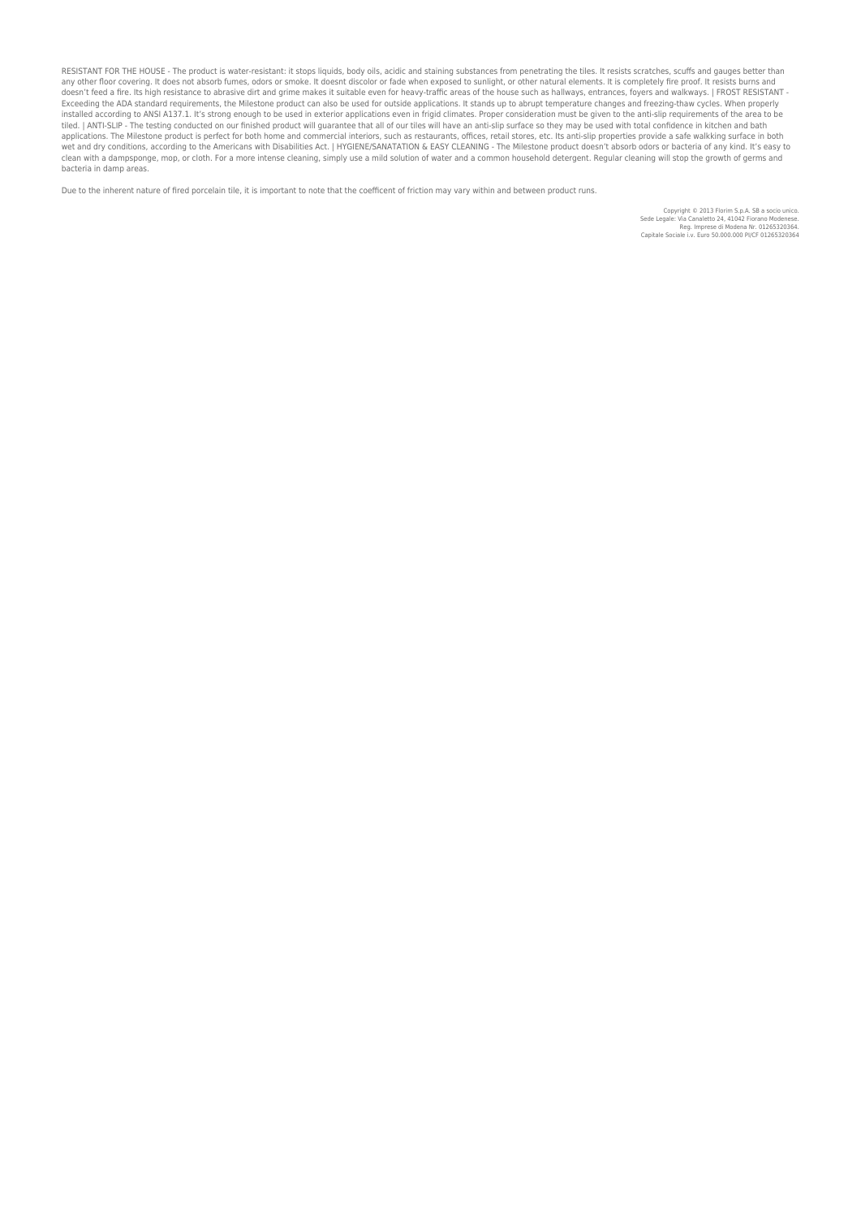RESISTANT FOR THE HOUSE - The product is water-resistant: it stops liquids, body oils, acidic and staining substances from penetrating the tiles. It resists scratches, scuffs and gauges better than any other floor covering. It does not absorb fumes, odors or smoke. It doesnt discolor or fade when exposed to sunlight, or other natural elements. It is completely fire proof. It resists burns and doesn't feed a fire. Its high resistance to abrasive dirt and grime makes it suitable even for heavy-traffic areas of the house such as hallways, entrances, foyers and walkways. | FROST RESISTANT - Exceeding the ADA standard requirements, the Milestone product can also be used for outside applications. It stands up to abrupt temperature changes and freezing-thaw cycles. When properly installed according to ANSI A137.1. It's strong enough to be used in exterior applications even in frigid climates. Proper consideration must be given to the anti-slip requirements of the area to be tiled. | ANTI-SLIP - The testing conducted on our finished product will guarantee that all of our tiles will have an anti-slip surface so they may be used with total confidence in kitchen and bath applications. The Milestone product is perfect for both home and commercial interiors, such as restaurants, offices, retail stores, etc. Its anti-slip properties provide a safe walkking surface in both wet and dry conditions, according to the Americans with Disabilities Act. | HYGIENE/SANATATION & EASY CLEANING - The Milestone product doesn't absorb odors or bacteria of any kind. It's easy to clean with a dampsponge, mop, or cloth. For a more intense cleaning, simply use a mild solution of water and a common household detergent. Regular cleaning will stop the growth of germs and bacteria in damp areas.

Due to the inherent nature of fired porcelain tile, it is important to note that the coefficent of friction may vary within and between product runs.

Copyright © 2013 Florim S.p.A. SB a socio unico.
Sede Legale: Via Canaletto 24, 41042 Fiorano Modenese.
Reg. Imprese di Modena Nr. 01265320364.
Capitale Sociale i.v. Euro 50.000.000 PI/CF 01265320364